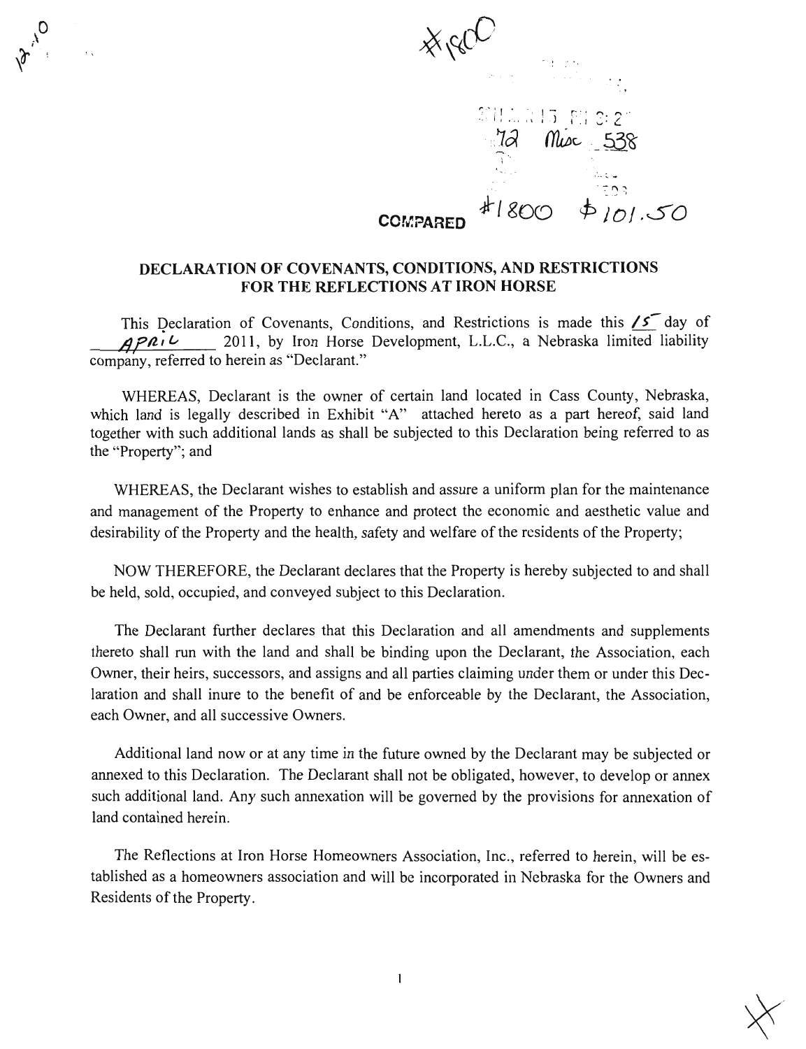#1800

72 Misc 538

COMPARED #1800 $101.50

# DECLARATION OF COVENANTS, CONDITIONS, AND RESTRICTIONS FOR THE REFLECTIONS AT IRON HORSE

This Declaration of Covenants, Conditions, and Restrictions is made this 15 day of APRIL 2011, by Iron Horse Development, L.L.C., a Nebraska limited liability company, referred to herein as "Declarant."

WHEREAS, Declarant is the owner of certain land located in Cass County, Nebraska, which land is legally described in Exhibit "A" attached hereto as a part hereof, said land together with such additional lands as shall be subjected to this Declaration being referred to as the "Property"; and

WHEREAS, the Declarant wishes to establish and assure a uniform plan for the maintenance and management of the Property to enhance and protect the economic and aesthetic value and desirability of the Property and the health, safety and welfare of the residents of the Property;

NOW THEREFORE, the Declarant declares that the Property is hereby subjected to and shall be held, sold, occupied, and conveyed subject to this Declaration.

The Declarant further declares that this Declaration and all amendments and supplements thereto shall run with the land and shall be binding upon the Declarant, the Association, each Owner, their heirs, successors, and assigns and all parties claiming under them or under this Declaration and shall inure to the benefit of and be enforceable by the Declarant, the Association, each Owner, and all successive Owners.

Additional land now or at any time in the future owned by the Declarant may be subjected or annexed to this Declaration. The Declarant shall not be obligated, however, to develop or annex such additional land. Any such annexation will be governed by the provisions for annexation of land contained herein.

The Reflections at Iron Horse Homeowners Association, Inc., referred to herein, will be established as a homeowners association and will be incorporated in Nebraska for the Owners and Residents of the Property.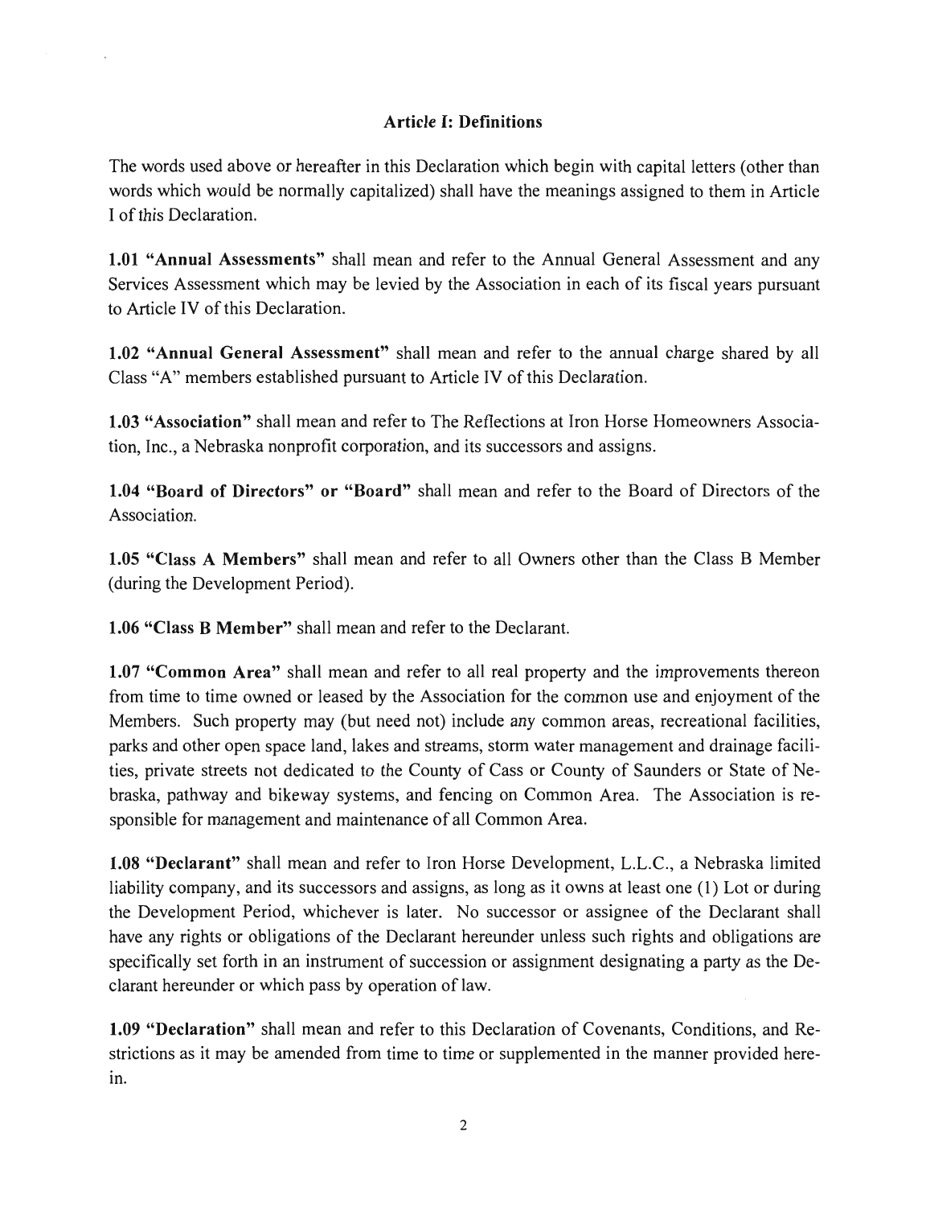## Article I: Definitions

The words used above or hereafter in this Declaration which begin with capital letters (other than words which would be normally capitalized) shall have the meanings assigned to them in Article I of this Declaration.

**1.01 "Annual Assessments"** shall mean and refer to the Annual General Assessment and any Services Assessment which may be levied by the Association in each of its fiscal years pursuant to Article IV of this Declaration.

**1.02 "Annual General Assessment"** shall mean and refer to the annual charge shared by all Class "A" members established pursuant to Article IV of this Declaration.

**1.03 "Association"** shall mean and refer to The Reflections at Iron Horse Homeowners Association, Inc., a Nebraska nonprofit corporation, and its successors and assigns.

**1.04 "Board of Directors" or "Board"** shall mean and refer to the Board of Directors of the Association.

**1.05 "Class A Members"** shall mean and refer to all Owners other than the Class B Member (during the Development Period).

**1.06 "Class B Member"** shall mean and refer to the Declarant.

**1.07 "Common Area"** shall mean and refer to all real property and the improvements thereon from time to time owned or leased by the Association for the common use and enjoyment of the Members. Such property may (but need not) include any common areas, recreational facilities, parks and other open space land, lakes and streams, storm water management and drainage facilities, private streets not dedicated to the County of Cass or County of Saunders or State of Nebraska, pathway and bikeway systems, and fencing on Common Area. The Association is responsible for management and maintenance of all Common Area.

**1.08 "Declarant"** shall mean and refer to Iron Horse Development, L.L.C., a Nebraska limited liability company, and its successors and assigns, as long as it owns at least one (1) Lot or during the Development Period, whichever is later. No successor or assignee of the Declarant shall have any rights or obligations of the Declarant hereunder unless such rights and obligations are specifically set forth in an instrument of succession or assignment designating a party as the Declarant hereunder or which pass by operation of law.

**1.09 "Declaration"** shall mean and refer to this Declaration of Covenants, Conditions, and Restrictions as it may be amended from time to time or supplemented in the manner provided herein.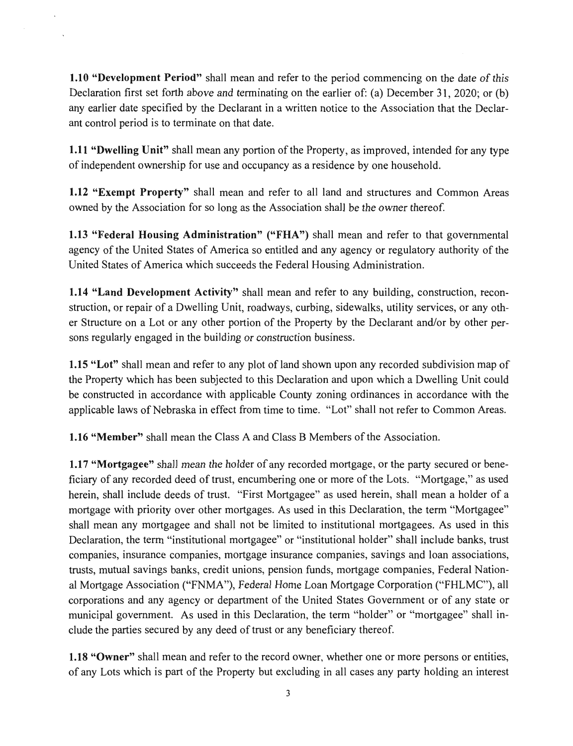**1.10 "Development Period"** shall mean and refer to the period commencing on the date of this Declaration first set forth above and terminating on the earlier of: (a) December 31, 2020; or (b) any earlier date specified by the Declarant in a written notice to the Association that the Declarant control period is to terminate on that date.

**1.11 "Dwelling Unit"** shall mean any portion of the Property, as improved, intended for any type of independent ownership for use and occupancy as a residence by one household.

**1.12 "Exempt Property"** shall mean and refer to all land and structures and Common Areas owned by the Association for so long as the Association shall be the owner thereof.

**1.13 "Federal Housing Administration" ("FHA")** shall mean and refer to that governmental agency of the United States of America so entitled and any agency or regulatory authority of the United States of America which succeeds the Federal Housing Administration.

**1.14 "Land Development Activity"** shall mean and refer to any building, construction, reconstruction, or repair of a Dwelling Unit, roadways, curbing, sidewalks, utility services, or any other Structure on a Lot or any other portion of the Property by the Declarant and/or by other persons regularly engaged in the building or construction business.

**1.15 "Lot"** shall mean and refer to any plot of land shown upon any recorded subdivision map of the Property which has been subjected to this Declaration and upon which a Dwelling Unit could be constructed in accordance with applicable County zoning ordinances in accordance with the applicable laws of Nebraska in effect from time to time. "Lot" shall not refer to Common Areas.

**1.16 "Member"** shall mean the Class A and Class B Members of the Association.

**1.17 "Mortgagee"** shall mean the holder of any recorded mortgage, or the party secured or beneficiary of any recorded deed of trust, encumbering one or more of the Lots. "Mortgage," as used herein, shall include deeds of trust. "First Mortgagee" as used herein, shall mean a holder of a mortgage with priority over other mortgages. As used in this Declaration, the term "Mortgagee" shall mean any mortgagee and shall not be limited to institutional mortgagees. As used in this Declaration, the term "institutional mortgagee" or "institutional holder" shall include banks, trust companies, insurance companies, mortgage insurance companies, savings and loan associations, trusts, mutual savings banks, credit unions, pension funds, mortgage companies, Federal National Mortgage Association ("FNMA"), Federal Home Loan Mortgage Corporation ("FHLMC"), all corporations and any agency or department of the United States Government or of any state or municipal government. As used in this Declaration, the term "holder" or "mortgagee" shall include the parties secured by any deed of trust or any beneficiary thereof.

**1.18 "Owner"** shall mean and refer to the record owner, whether one or more persons or entities, of any Lots which is part of the Property but excluding in all cases any party holding an interest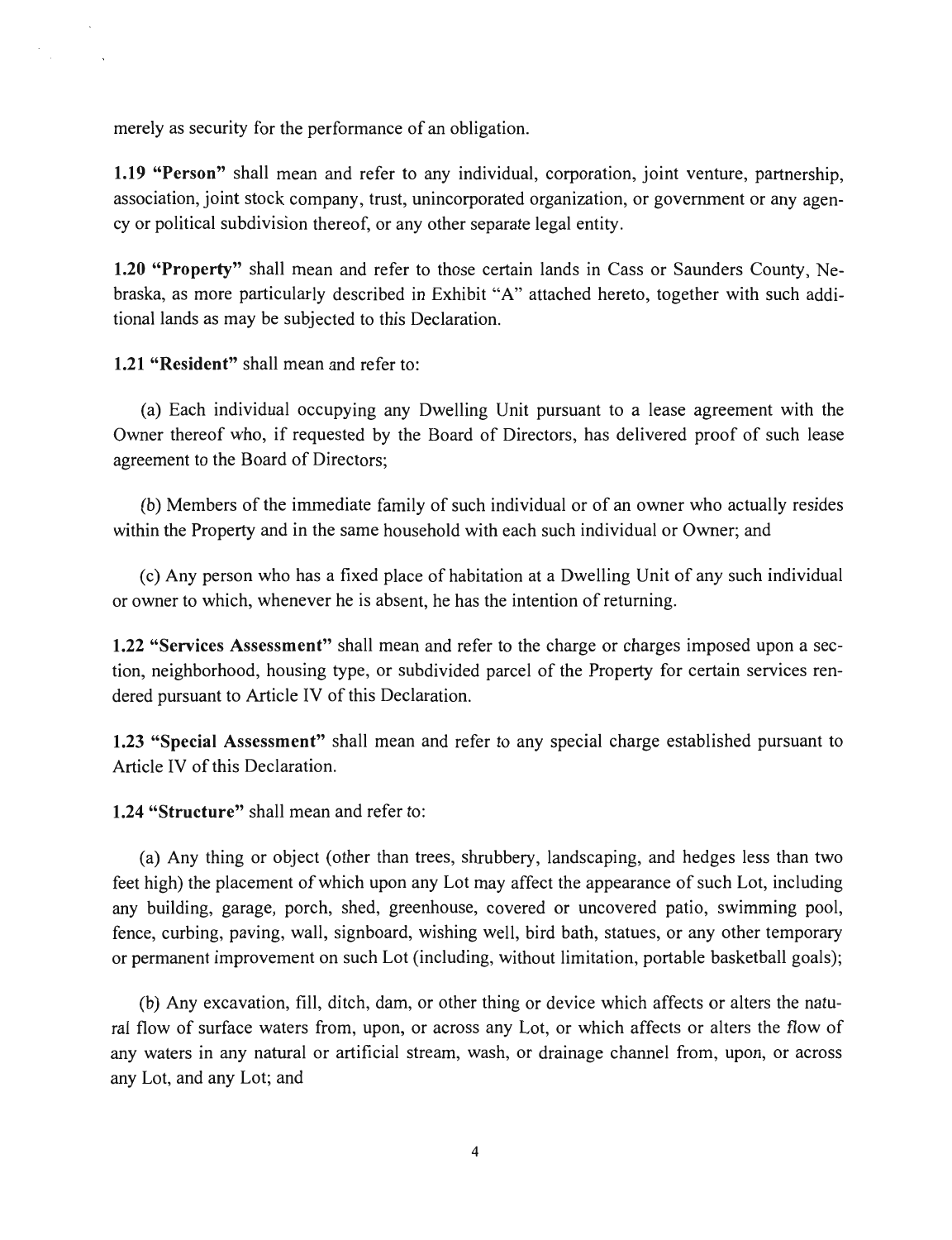merely as security for the performance of an obligation.

**1.19 "Person"** shall mean and refer to any individual, corporation, joint venture, partnership, association, joint stock company, trust, unincorporated organization, or government or any agency or political subdivision thereof, or any other separate legal entity.

**1.20 "Property"** shall mean and refer to those certain lands in Cass or Saunders County, Nebraska, as more particularly described in Exhibit "A" attached hereto, together with such additional lands as may be subjected to this Declaration.

**1.21 "Resident"** shall mean and refer to:

(a) Each individual occupying any Dwelling Unit pursuant to a lease agreement with the Owner thereof who, if requested by the Board of Directors, has delivered proof of such lease agreement to the Board of Directors;

(b) Members of the immediate family of such individual or of an owner who actually resides within the Property and in the same household with each such individual or Owner; and

(c) Any person who has a fixed place of habitation at a Dwelling Unit of any such individual or owner to which, whenever he is absent, he has the intention of returning.

**1.22 "Services Assessment"** shall mean and refer to the charge or charges imposed upon a section, neighborhood, housing type, or subdivided parcel of the Property for certain services rendered pursuant to Article IV of this Declaration.

**1.23 "Special Assessment"** shall mean and refer to any special charge established pursuant to Article IV of this Declaration.

**1.24 "Structure"** shall mean and refer to:

(a) Any thing or object (other than trees, shrubbery, landscaping, and hedges less than two feet high) the placement of which upon any Lot may affect the appearance of such Lot, including any building, garage, porch, shed, greenhouse, covered or uncovered patio, swimming pool, fence, curbing, paving, wall, signboard, wishing well, bird bath, statues, or any other temporary or permanent improvement on such Lot (including, without limitation, portable basketball goals);

(b) Any excavation, fill, ditch, dam, or other thing or device which affects or alters the natural flow of surface waters from, upon, or across any Lot, or which affects or alters the flow of any waters in any natural or artificial stream, wash, or drainage channel from, upon, or across any Lot, and any Lot; and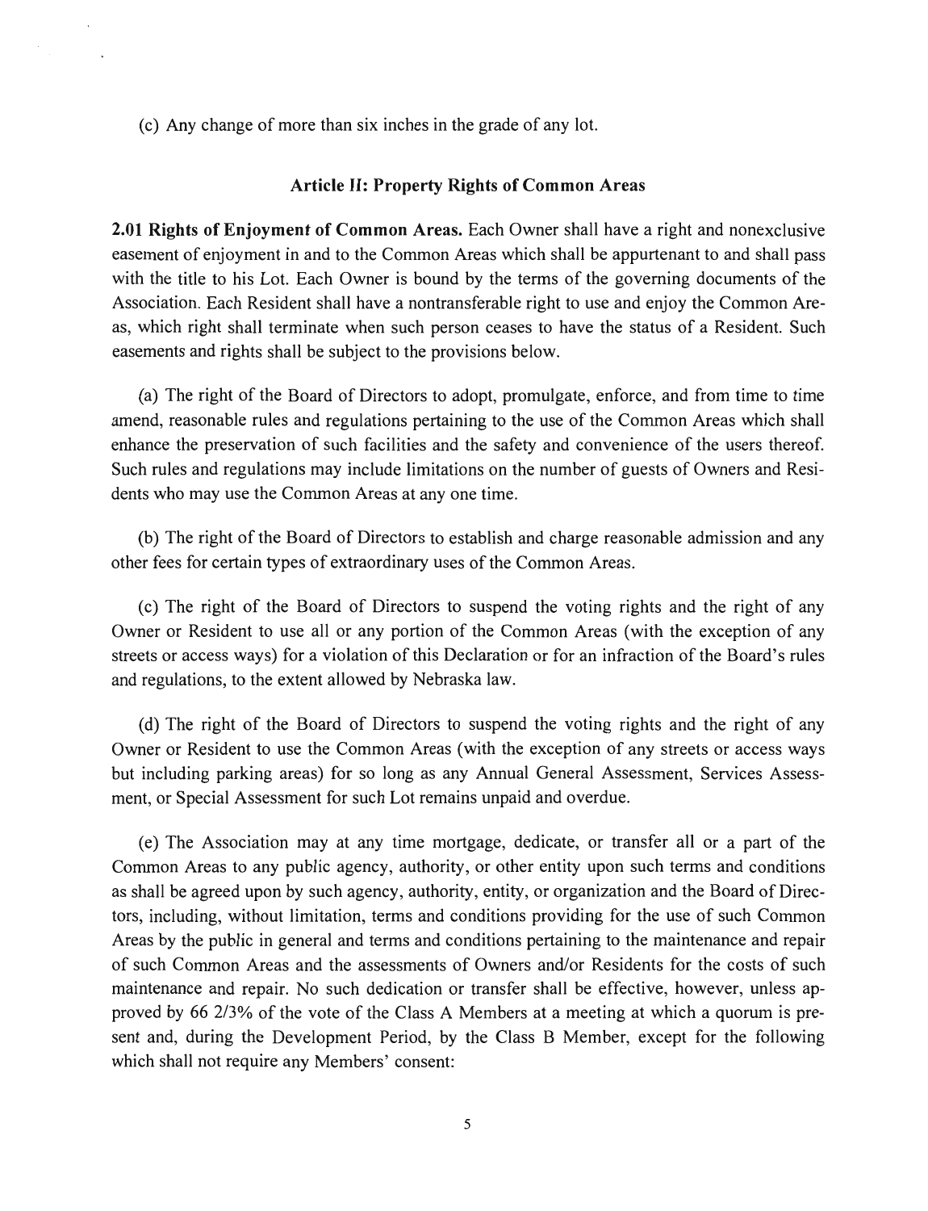(c) Any change of more than six inches in the grade of any lot.

### Article II: Property Rights of Common Areas

**2.01 Rights of Enjoyment of Common Areas.** Each Owner shall have a right and nonexclusive easement of enjoyment in and to the Common Areas which shall be appurtenant to and shall pass with the title to his Lot. Each Owner is bound by the terms of the governing documents of the Association. Each Resident shall have a nontransferable right to use and enjoy the Common Areas, which right shall terminate when such person ceases to have the status of a Resident. Such easements and rights shall be subject to the provisions below.

(a) The right of the Board of Directors to adopt, promulgate, enforce, and from time to time amend, reasonable rules and regulations pertaining to the use of the Common Areas which shall enhance the preservation of such facilities and the safety and convenience of the users thereof. Such rules and regulations may include limitations on the number of guests of Owners and Residents who may use the Common Areas at any one time.

(b) The right of the Board of Directors to establish and charge reasonable admission and any other fees for certain types of extraordinary uses of the Common Areas.

(c) The right of the Board of Directors to suspend the voting rights and the right of any Owner or Resident to use all or any portion of the Common Areas (with the exception of any streets or access ways) for a violation of this Declaration or for an infraction of the Board's rules and regulations, to the extent allowed by Nebraska law.

(d) The right of the Board of Directors to suspend the voting rights and the right of any Owner or Resident to use the Common Areas (with the exception of any streets or access ways but including parking areas) for so long as any Annual General Assessment, Services Assessment, or Special Assessment for such Lot remains unpaid and overdue.

(e) The Association may at any time mortgage, dedicate, or transfer all or a part of the Common Areas to any public agency, authority, or other entity upon such terms and conditions as shall be agreed upon by such agency, authority, entity, or organization and the Board of Directors, including, without limitation, terms and conditions providing for the use of such Common Areas by the public in general and terms and conditions pertaining to the maintenance and repair of such Common Areas and the assessments of Owners and/or Residents for the costs of such maintenance and repair. No such dedication or transfer shall be effective, however, unless approved by 66 2/3% of the vote of the Class A Members at a meeting at which a quorum is present and, during the Development Period, by the Class B Member, except for the following which shall not require any Members' consent: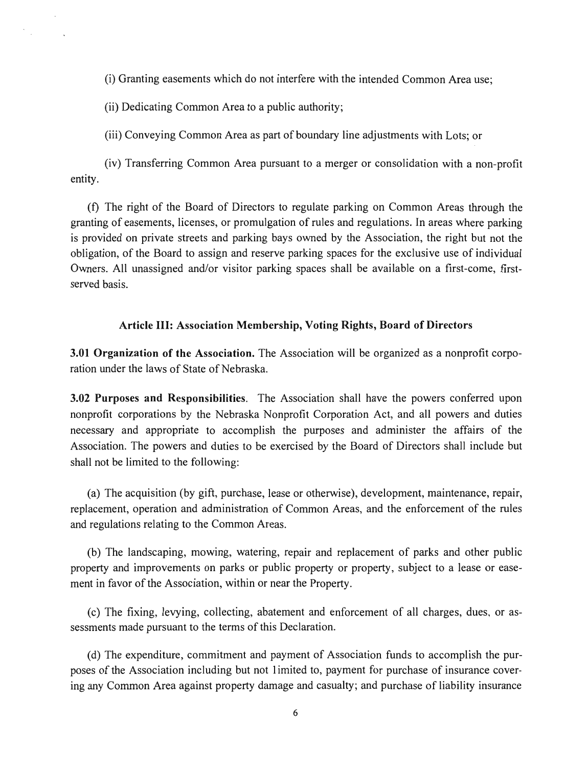(i) Granting easements which do not interfere with the intended Common Area use;

(ii) Dedicating Common Area to a public authority;

(iii) Conveying Common Area as part of boundary line adjustments with Lots; or

(iv) Transferring Common Area pursuant to a merger or consolidation with a non-profit entity.

(f) The right of the Board of Directors to regulate parking on Common Areas through the granting of easements, licenses, or promulgation of rules and regulations. In areas where parking is provided on private streets and parking bays owned by the Association, the right but not the obligation, of the Board to assign and reserve parking spaces for the exclusive use of individual Owners. All unassigned and/or visitor parking spaces shall be available on a first-come, first-served basis.

### Article III: Association Membership, Voting Rights, Board of Directors

**3.01 Organization of the Association.** The Association will be organized as a nonprofit corporation under the laws of State of Nebraska.

**3.02 Purposes and Responsibilities**. The Association shall have the powers conferred upon nonprofit corporations by the Nebraska Nonprofit Corporation Act, and all powers and duties necessary and appropriate to accomplish the purposes and administer the affairs of the Association. The powers and duties to be exercised by the Board of Directors shall include but shall not be limited to the following:

(a) The acquisition (by gift, purchase, lease or otherwise), development, maintenance, repair, replacement, operation and administration of Common Areas, and the enforcement of the rules and regulations relating to the Common Areas.

(b) The landscaping, mowing, watering, repair and replacement of parks and other public property and improvements on parks or public property or property, subject to a lease or easement in favor of the Association, within or near the Property.

(c) The fixing, levying, collecting, abatement and enforcement of all charges, dues, or assessments made pursuant to the terms of this Declaration.

(d) The expenditure, commitment and payment of Association funds to accomplish the purposes of the Association including but not limited to, payment for purchase of insurance covering any Common Area against property damage and casualty; and purchase of liability insurance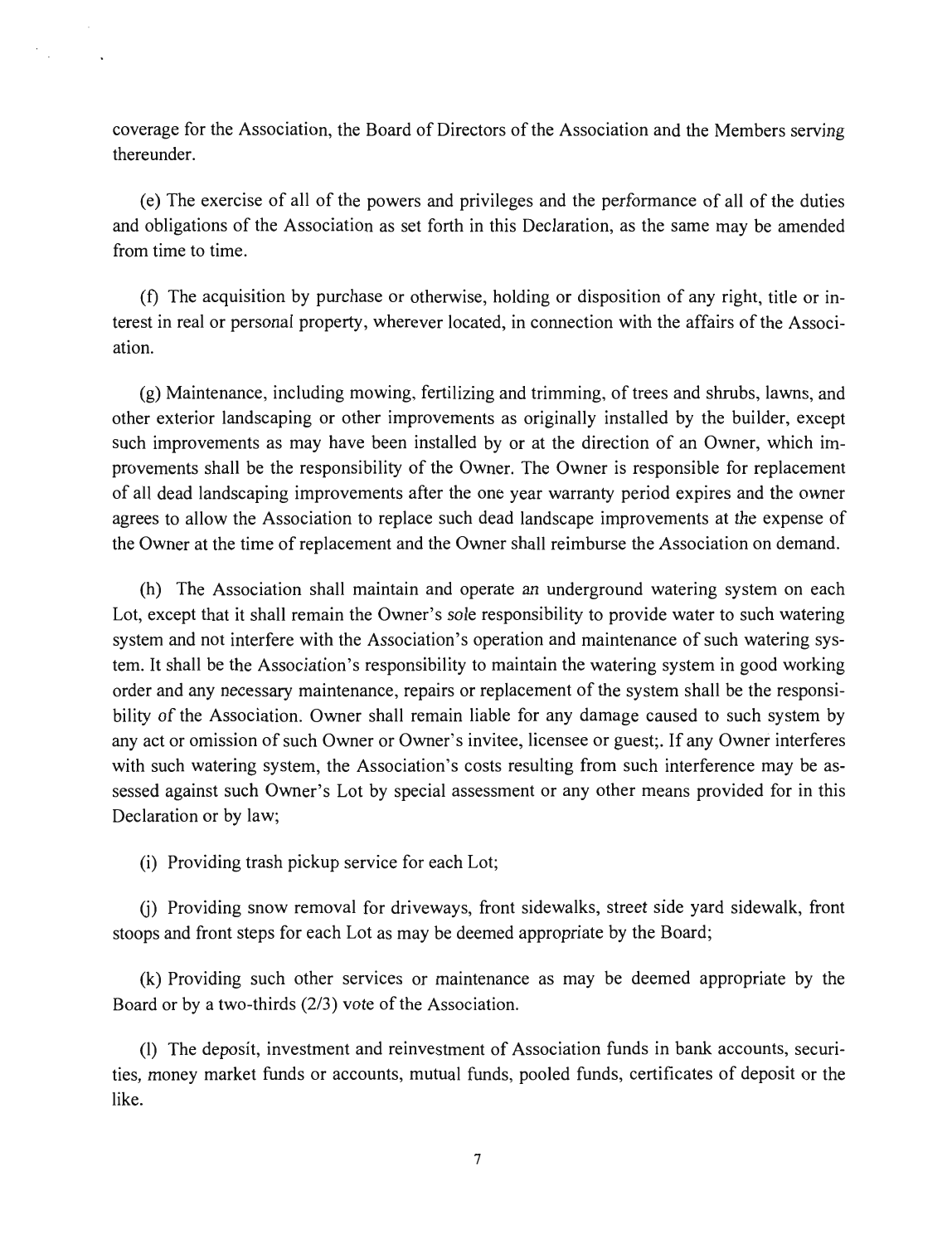coverage for the Association, the Board of Directors of the Association and the Members serving thereunder.

(e) The exercise of all of the powers and privileges and the performance of all of the duties and obligations of the Association as set forth in this Declaration, as the same may be amended from time to time.

(f) The acquisition by purchase or otherwise, holding or disposition of any right, title or interest in real or personal property, wherever located, in connection with the affairs of the Association.

(g) Maintenance, including mowing, fertilizing and trimming, of trees and shrubs, lawns, and other exterior landscaping or other improvements as originally installed by the builder, except such improvements as may have been installed by or at the direction of an Owner, which improvements shall be the responsibility of the Owner. The Owner is responsible for replacement of all dead landscaping improvements after the one year warranty period expires and the owner agrees to allow the Association to replace such dead landscape improvements at the expense of the Owner at the time of replacement and the Owner shall reimburse the Association on demand.

(h) The Association shall maintain and operate an underground watering system on each Lot, except that it shall remain the Owner's sole responsibility to provide water to such watering system and not interfere with the Association's operation and maintenance of such watering system. It shall be the Association's responsibility to maintain the watering system in good working order and any necessary maintenance, repairs or replacement of the system shall be the responsibility of the Association. Owner shall remain liable for any damage caused to such system by any act or omission of such Owner or Owner's invitee, licensee or guest;. If any Owner interferes with such watering system, the Association's costs resulting from such interference may be assessed against such Owner's Lot by special assessment or any other means provided for in this Declaration or by law;

(i) Providing trash pickup service for each Lot;

(j) Providing snow removal for driveways, front sidewalks, street side yard sidewalk, front stoops and front steps for each Lot as may be deemed appropriate by the Board;

(k) Providing such other services or maintenance as may be deemed appropriate by the Board or by a two-thirds (2/3) vote of the Association.

(l) The deposit, investment and reinvestment of Association funds in bank accounts, securities, money market funds or accounts, mutual funds, pooled funds, certificates of deposit or the like.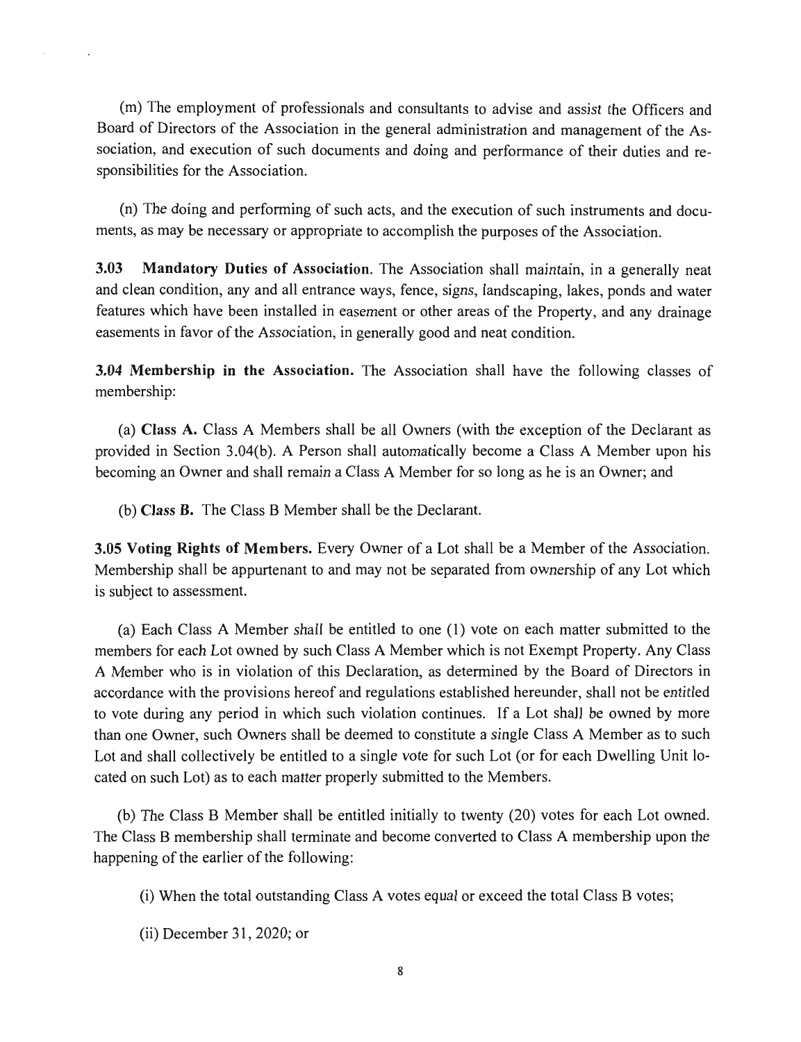(m) The employment of professionals and consultants to advise and assist the Officers and Board of Directors of the Association in the general administration and management of the Association, and execution of such documents and doing and performance of their duties and responsibilities for the Association.

(n) The doing and performing of such acts, and the execution of such instruments and documents, as may be necessary or appropriate to accomplish the purposes of the Association.

**3.03 Mandatory Duties of Association.** The Association shall maintain, in a generally neat and clean condition, any and all entrance ways, fence, signs, landscaping, lakes, ponds and water features which have been installed in easement or other areas of the Property, and any drainage easements in favor of the Association, in generally good and neat condition.

**3.04 Membership in the Association.** The Association shall have the following classes of membership:

(a) **Class A.** Class A Members shall be all Owners (with the exception of the Declarant as provided in Section 3.04(b). A Person shall automatically become a Class A Member upon his becoming an Owner and shall remain a Class A Member for so long as he is an Owner; and

(b) **Class B.** The Class B Member shall be the Declarant.

**3.05 Voting Rights of Members.** Every Owner of a Lot shall be a Member of the Association. Membership shall be appurtenant to and may not be separated from ownership of any Lot which is subject to assessment.

(a) Each Class A Member shall be entitled to one (1) vote on each matter submitted to the members for each Lot owned by such Class A Member which is not Exempt Property. Any Class A Member who is in violation of this Declaration, as determined by the Board of Directors in accordance with the provisions hereof and regulations established hereunder, shall not be entitled to vote during any period in which such violation continues. If a Lot shall be owned by more than one Owner, such Owners shall be deemed to constitute a single Class A Member as to such Lot and shall collectively be entitled to a single vote for such Lot (or for each Dwelling Unit located on such Lot) as to each matter properly submitted to the Members.

(b) The Class B Member shall be entitled initially to twenty (20) votes for each Lot owned. The Class B membership shall terminate and become converted to Class A membership upon the happening of the earlier of the following:

(i) When the total outstanding Class A votes equal or exceed the total Class B votes;

(ii) December 31, 2020; or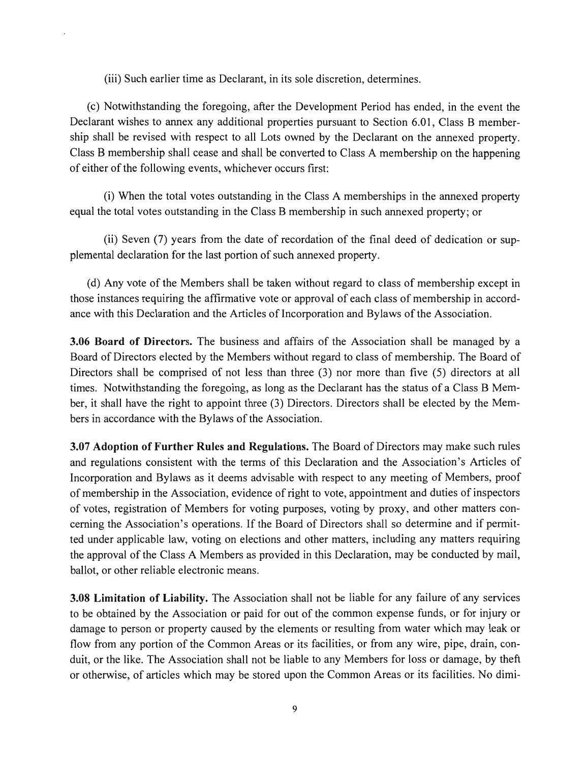(iii) Such earlier time as Declarant, in its sole discretion, determines.

(c) Notwithstanding the foregoing, after the Development Period has ended, in the event the Declarant wishes to annex any additional properties pursuant to Section 6.01, Class B membership shall be revised with respect to all Lots owned by the Declarant on the annexed property. Class B membership shall cease and shall be converted to Class A membership on the happening of either of the following events, whichever occurs first:

(i) When the total votes outstanding in the Class A memberships in the annexed property equal the total votes outstanding in the Class B membership in such annexed property; or

(ii) Seven (7) years from the date of recordation of the final deed of dedication or supplemental declaration for the last portion of such annexed property.

(d) Any vote of the Members shall be taken without regard to class of membership except in those instances requiring the affirmative vote or approval of each class of membership in accordance with this Declaration and the Articles of Incorporation and Bylaws of the Association.

**3.06 Board of Directors.** The business and affairs of the Association shall be managed by a Board of Directors elected by the Members without regard to class of membership. The Board of Directors shall be comprised of not less than three (3) nor more than five (5) directors at all times. Notwithstanding the foregoing, as long as the Declarant has the status of a Class B Member, it shall have the right to appoint three (3) Directors. Directors shall be elected by the Members in accordance with the Bylaws of the Association.

**3.07 Adoption of Further Rules and Regulations.** The Board of Directors may make such rules and regulations consistent with the terms of this Declaration and the Association's Articles of Incorporation and Bylaws as it deems advisable with respect to any meeting of Members, proof of membership in the Association, evidence of right to vote, appointment and duties of inspectors of votes, registration of Members for voting purposes, voting by proxy, and other matters concerning the Association's operations. If the Board of Directors shall so determine and if permitted under applicable law, voting on elections and other matters, including any matters requiring the approval of the Class A Members as provided in this Declaration, may be conducted by mail, ballot, or other reliable electronic means.

**3.08 Limitation of Liability.** The Association shall not be liable for any failure of any services to be obtained by the Association or paid for out of the common expense funds, or for injury or damage to person or property caused by the elements or resulting from water which may leak or flow from any portion of the Common Areas or its facilities, or from any wire, pipe, drain, conduit, or the like. The Association shall not be liable to any Members for loss or damage, by theft or otherwise, of articles which may be stored upon the Common Areas or its facilities. No dimi-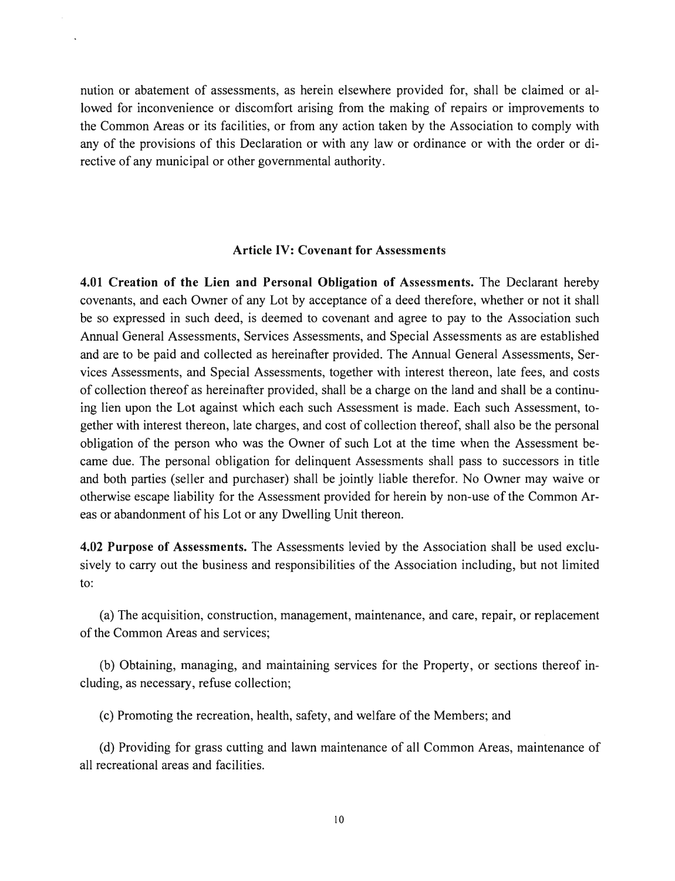nution or abatement of assessments, as herein elsewhere provided for, shall be claimed or allowed for inconvenience or discomfort arising from the making of repairs or improvements to the Common Areas or its facilities, or from any action taken by the Association to comply with any of the provisions of this Declaration or with any law or ordinance or with the order or directive of any municipal or other governmental authority.

## Article IV: Covenant for Assessments

**4.01 Creation of the Lien and Personal Obligation of Assessments.** The Declarant hereby covenants, and each Owner of any Lot by acceptance of a deed therefore, whether or not it shall be so expressed in such deed, is deemed to covenant and agree to pay to the Association such Annual General Assessments, Services Assessments, and Special Assessments as are established and are to be paid and collected as hereinafter provided. The Annual General Assessments, Services Assessments, and Special Assessments, together with interest thereon, late fees, and costs of collection thereof as hereinafter provided, shall be a charge on the land and shall be a continuing lien upon the Lot against which each such Assessment is made. Each such Assessment, together with interest thereon, late charges, and cost of collection thereof, shall also be the personal obligation of the person who was the Owner of such Lot at the time when the Assessment became due. The personal obligation for delinquent Assessments shall pass to successors in title and both parties (seller and purchaser) shall be jointly liable therefor. No Owner may waive or otherwise escape liability for the Assessment provided for herein by non-use of the Common Areas or abandonment of his Lot or any Dwelling Unit thereon.

**4.02 Purpose of Assessments.** The Assessments levied by the Association shall be used exclusively to carry out the business and responsibilities of the Association including, but not limited to:

(a) The acquisition, construction, management, maintenance, and care, repair, or replacement of the Common Areas and services;

(b) Obtaining, managing, and maintaining services for the Property, or sections thereof including, as necessary, refuse collection;

(c) Promoting the recreation, health, safety, and welfare of the Members; and

(d) Providing for grass cutting and lawn maintenance of all Common Areas, maintenance of all recreational areas and facilities.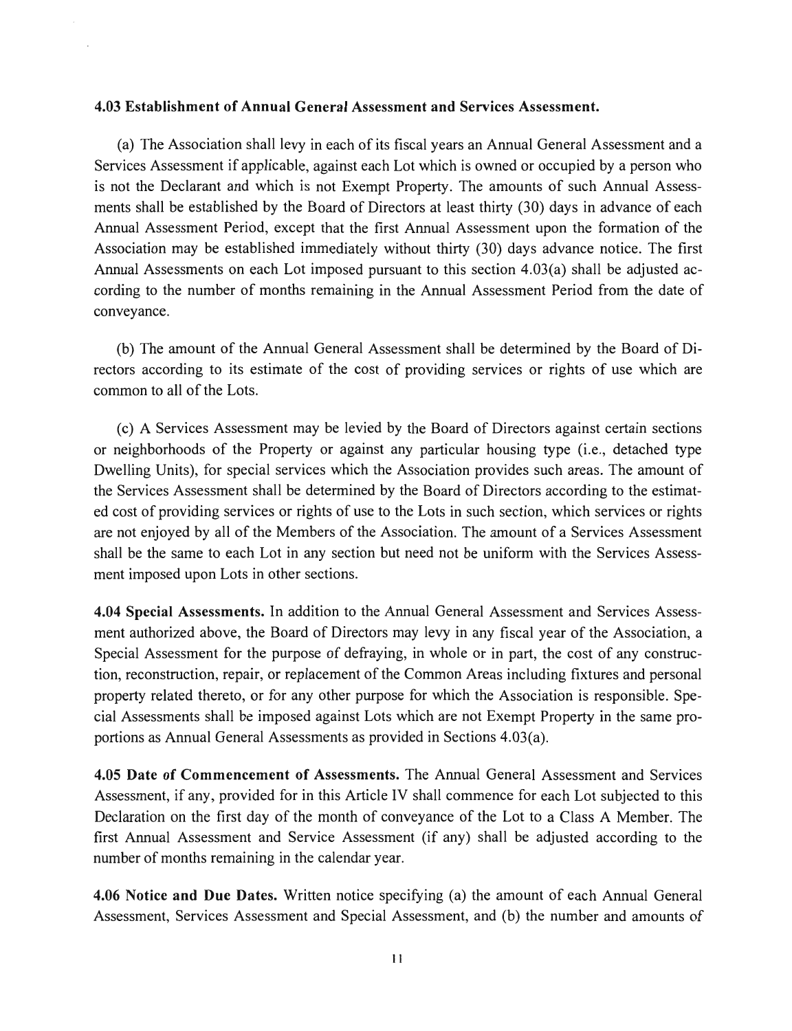**4.03 Establishment of Annual General Assessment and Services Assessment.**

(a) The Association shall levy in each of its fiscal years an Annual General Assessment and a Services Assessment if applicable, against each Lot which is owned or occupied by a person who is not the Declarant and which is not Exempt Property. The amounts of such Annual Assessments shall be established by the Board of Directors at least thirty (30) days in advance of each Annual Assessment Period, except that the first Annual Assessment upon the formation of the Association may be established immediately without thirty (30) days advance notice. The first Annual Assessments on each Lot imposed pursuant to this section 4.03(a) shall be adjusted according to the number of months remaining in the Annual Assessment Period from the date of conveyance.

(b) The amount of the Annual General Assessment shall be determined by the Board of Directors according to its estimate of the cost of providing services or rights of use which are common to all of the Lots.

(c) A Services Assessment may be levied by the Board of Directors against certain sections or neighborhoods of the Property or against any particular housing type (i.e., detached type Dwelling Units), for special services which the Association provides such areas. The amount of the Services Assessment shall be determined by the Board of Directors according to the estimated cost of providing services or rights of use to the Lots in such section, which services or rights are not enjoyed by all of the Members of the Association. The amount of a Services Assessment shall be the same to each Lot in any section but need not be uniform with the Services Assessment imposed upon Lots in other sections.

**4.04 Special Assessments.** In addition to the Annual General Assessment and Services Assessment authorized above, the Board of Directors may levy in any fiscal year of the Association, a Special Assessment for the purpose of defraying, in whole or in part, the cost of any construction, reconstruction, repair, or replacement of the Common Areas including fixtures and personal property related thereto, or for any other purpose for which the Association is responsible. Special Assessments shall be imposed against Lots which are not Exempt Property in the same proportions as Annual General Assessments as provided in Sections 4.03(a).

**4.05 Date of Commencement of Assessments.** The Annual General Assessment and Services Assessment, if any, provided for in this Article IV shall commence for each Lot subjected to this Declaration on the first day of the month of conveyance of the Lot to a Class A Member. The first Annual Assessment and Service Assessment (if any) shall be adjusted according to the number of months remaining in the calendar year.

**4.06 Notice and Due Dates.** Written notice specifying (a) the amount of each Annual General Assessment, Services Assessment and Special Assessment, and (b) the number and amounts of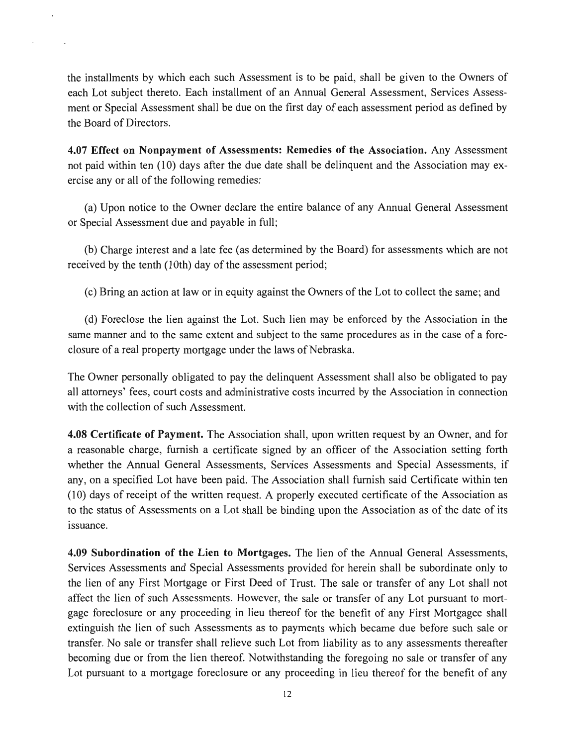the installments by which each such Assessment is to be paid, shall be given to the Owners of each Lot subject thereto. Each installment of an Annual General Assessment, Services Assessment or Special Assessment shall be due on the first day of each assessment period as defined by the Board of Directors.

**4.07 Effect on Nonpayment of Assessments: Remedies of the Association.** Any Assessment not paid within ten (10) days after the due date shall be delinquent and the Association may exercise any or all of the following remedies:

(a) Upon notice to the Owner declare the entire balance of any Annual General Assessment or Special Assessment due and payable in full;

(b) Charge interest and a late fee (as determined by the Board) for assessments which are not received by the tenth (10th) day of the assessment period;

(c) Bring an action at law or in equity against the Owners of the Lot to collect the same; and

(d) Foreclose the lien against the Lot. Such lien may be enforced by the Association in the same manner and to the same extent and subject to the same procedures as in the case of a foreclosure of a real property mortgage under the laws of Nebraska.

The Owner personally obligated to pay the delinquent Assessment shall also be obligated to pay all attorneys' fees, court costs and administrative costs incurred by the Association in connection with the collection of such Assessment.

**4.08 Certificate of Payment.** The Association shall, upon written request by an Owner, and for a reasonable charge, furnish a certificate signed by an officer of the Association setting forth whether the Annual General Assessments, Services Assessments and Special Assessments, if any, on a specified Lot have been paid. The Association shall furnish said Certificate within ten (10) days of receipt of the written request. A properly executed certificate of the Association as to the status of Assessments on a Lot shall be binding upon the Association as of the date of its issuance.

**4.09 Subordination of the Lien to Mortgages.** The lien of the Annual General Assessments, Services Assessments and Special Assessments provided for herein shall be subordinate only to the lien of any First Mortgage or First Deed of Trust. The sale or transfer of any Lot shall not affect the lien of such Assessments. However, the sale or transfer of any Lot pursuant to mortgage foreclosure or any proceeding in lieu thereof for the benefit of any First Mortgagee shall extinguish the lien of such Assessments as to payments which became due before such sale or transfer. No sale or transfer shall relieve such Lot from liability as to any assessments thereafter becoming due or from the lien thereof. Notwithstanding the foregoing no sale or transfer of any Lot pursuant to a mortgage foreclosure or any proceeding in lieu thereof for the benefit of any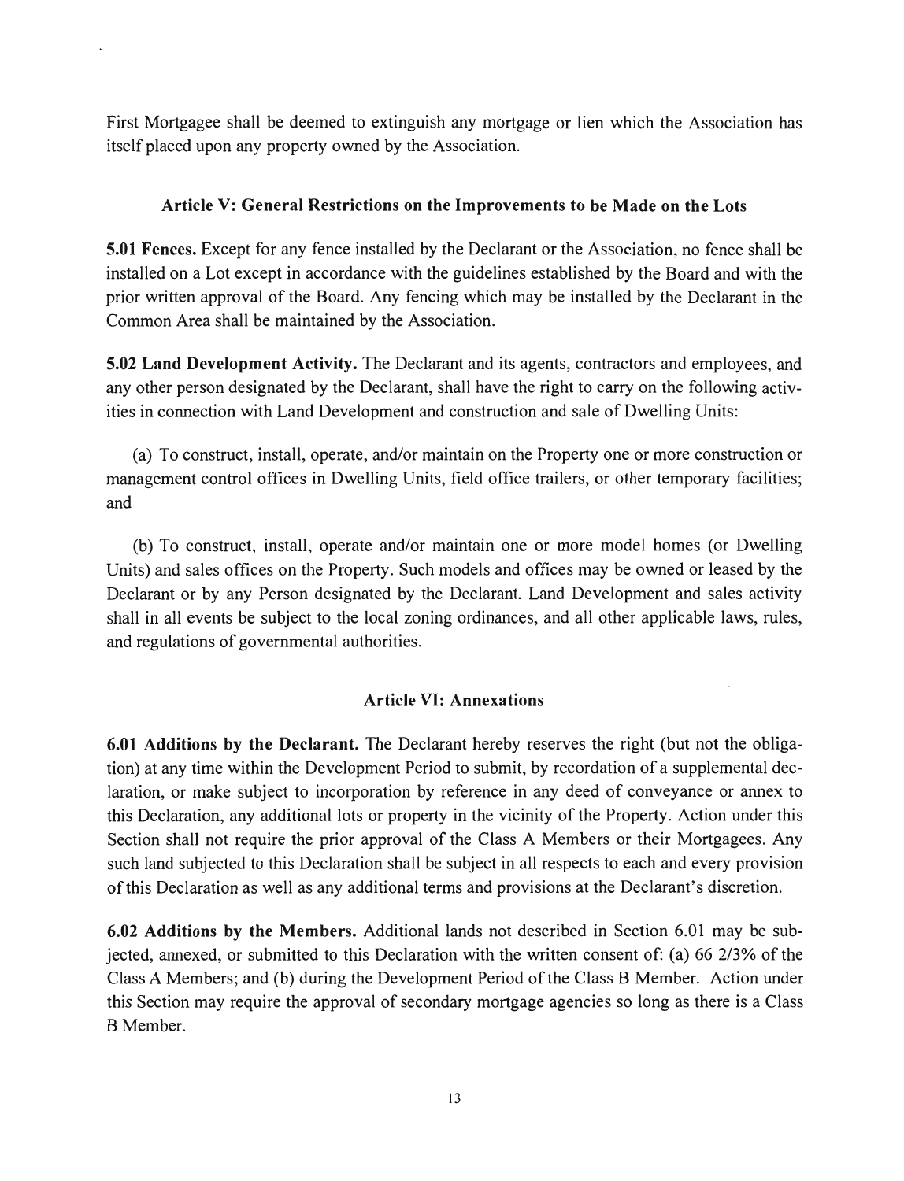First Mortgagee shall be deemed to extinguish any mortgage or lien which the Association has itself placed upon any property owned by the Association.

## Article V: General Restrictions on the Improvements to be Made on the Lots

**5.01 Fences.** Except for any fence installed by the Declarant or the Association, no fence shall be installed on a Lot except in accordance with the guidelines established by the Board and with the prior written approval of the Board. Any fencing which may be installed by the Declarant in the Common Area shall be maintained by the Association.

**5.02 Land Development Activity.** The Declarant and its agents, contractors and employees, and any other person designated by the Declarant, shall have the right to carry on the following activities in connection with Land Development and construction and sale of Dwelling Units:

(a) To construct, install, operate, and/or maintain on the Property one or more construction or management control offices in Dwelling Units, field office trailers, or other temporary facilities; and

(b) To construct, install, operate and/or maintain one or more model homes (or Dwelling Units) and sales offices on the Property. Such models and offices may be owned or leased by the Declarant or by any Person designated by the Declarant. Land Development and sales activity shall in all events be subject to the local zoning ordinances, and all other applicable laws, rules, and regulations of governmental authorities.

## Article VI: Annexations

**6.01 Additions by the Declarant.** The Declarant hereby reserves the right (but not the obligation) at any time within the Development Period to submit, by recordation of a supplemental declaration, or make subject to incorporation by reference in any deed of conveyance or annex to this Declaration, any additional lots or property in the vicinity of the Property. Action under this Section shall not require the prior approval of the Class A Members or their Mortgagees. Any such land subjected to this Declaration shall be subject in all respects to each and every provision of this Declaration as well as any additional terms and provisions at the Declarant's discretion.

**6.02 Additions by the Members.** Additional lands not described in Section 6.01 may be subjected, annexed, or submitted to this Declaration with the written consent of: (a) 66 2/3% of the Class A Members; and (b) during the Development Period of the Class B Member. Action under this Section may require the approval of secondary mortgage agencies so long as there is a Class B Member.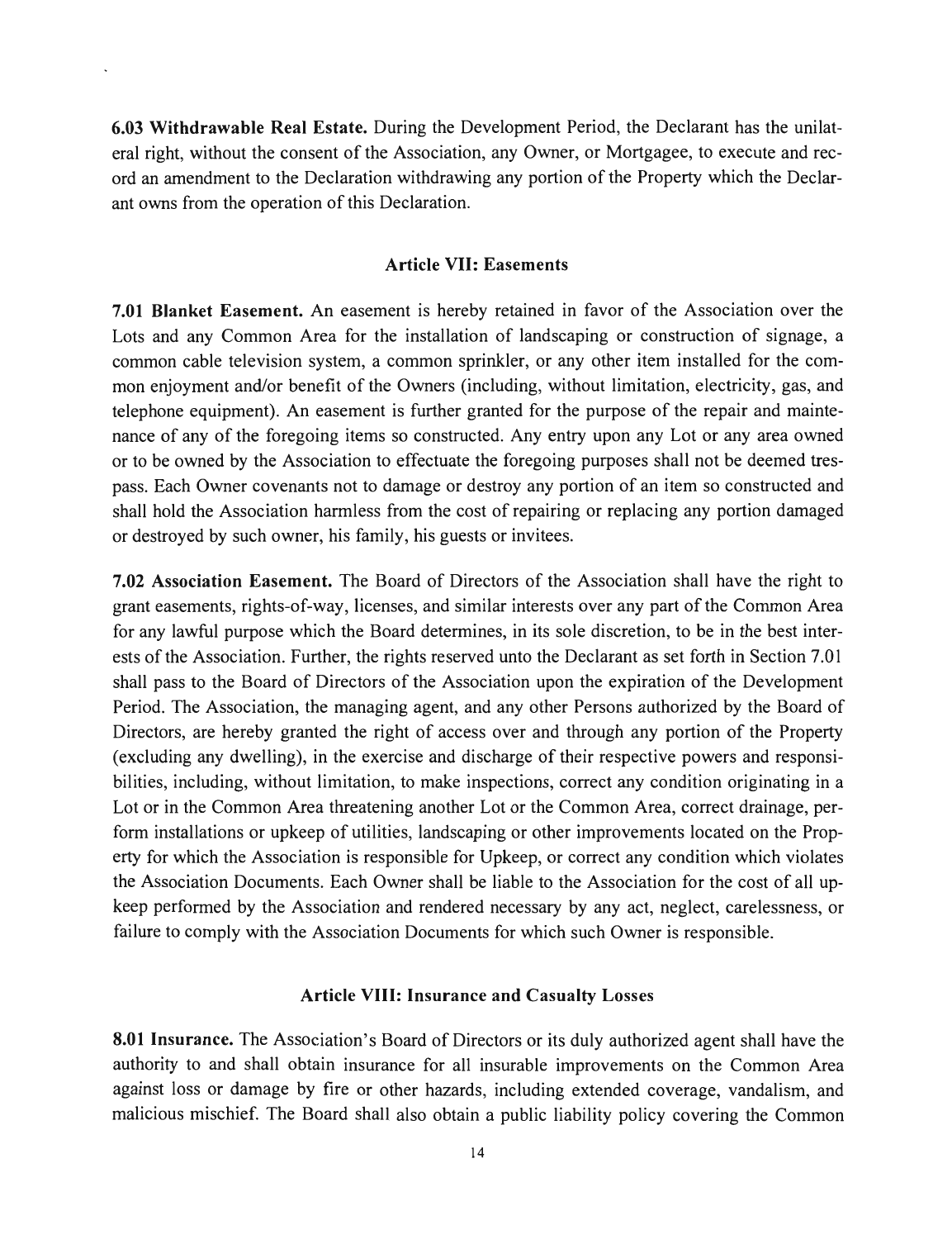**6.03 Withdrawable Real Estate.** During the Development Period, the Declarant has the unilateral right, without the consent of the Association, any Owner, or Mortgagee, to execute and record an amendment to the Declaration withdrawing any portion of the Property which the Declarant owns from the operation of this Declaration.

## Article VII: Easements

**7.01 Blanket Easement.** An easement is hereby retained in favor of the Association over the Lots and any Common Area for the installation of landscaping or construction of signage, a common cable television system, a common sprinkler, or any other item installed for the common enjoyment and/or benefit of the Owners (including, without limitation, electricity, gas, and telephone equipment). An easement is further granted for the purpose of the repair and maintenance of any of the foregoing items so constructed. Any entry upon any Lot or any area owned or to be owned by the Association to effectuate the foregoing purposes shall not be deemed trespass. Each Owner covenants not to damage or destroy any portion of an item so constructed and shall hold the Association harmless from the cost of repairing or replacing any portion damaged or destroyed by such owner, his family, his guests or invitees.

**7.02 Association Easement.** The Board of Directors of the Association shall have the right to grant easements, rights-of-way, licenses, and similar interests over any part of the Common Area for any lawful purpose which the Board determines, in its sole discretion, to be in the best interests of the Association. Further, the rights reserved unto the Declarant as set forth in Section 7.01 shall pass to the Board of Directors of the Association upon the expiration of the Development Period. The Association, the managing agent, and any other Persons authorized by the Board of Directors, are hereby granted the right of access over and through any portion of the Property (excluding any dwelling), in the exercise and discharge of their respective powers and responsibilities, including, without limitation, to make inspections, correct any condition originating in a Lot or in the Common Area threatening another Lot or the Common Area, correct drainage, perform installations or upkeep of utilities, landscaping or other improvements located on the Property for which the Association is responsible for Upkeep, or correct any condition which violates the Association Documents. Each Owner shall be liable to the Association for the cost of all upkeep performed by the Association and rendered necessary by any act, neglect, carelessness, or failure to comply with the Association Documents for which such Owner is responsible.

## Article VIII: Insurance and Casualty Losses

**8.01 Insurance.** The Association's Board of Directors or its duly authorized agent shall have the authority to and shall obtain insurance for all insurable improvements on the Common Area against loss or damage by fire or other hazards, including extended coverage, vandalism, and malicious mischief. The Board shall also obtain a public liability policy covering the Common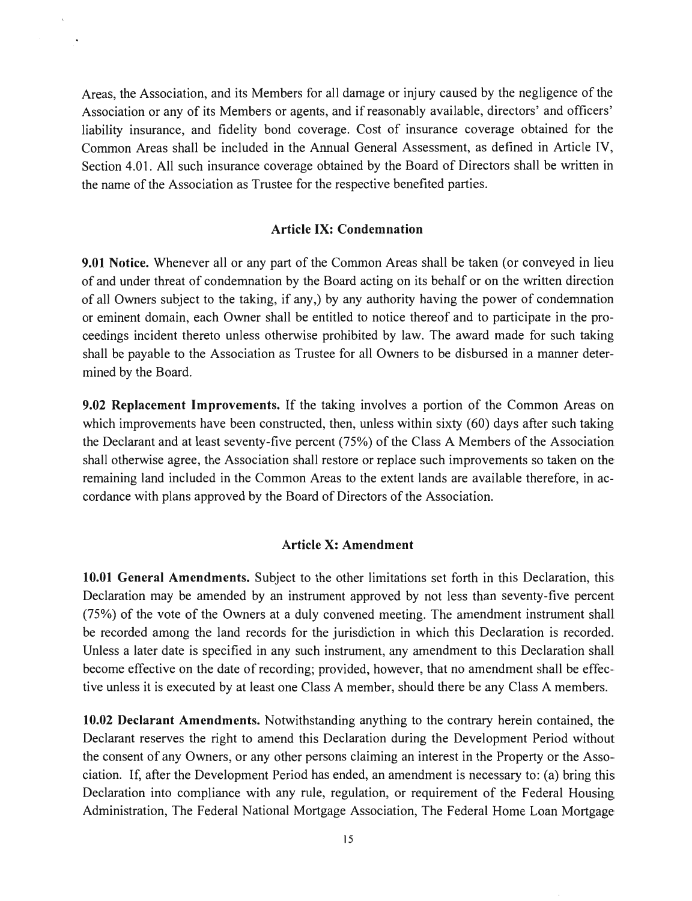Areas, the Association, and its Members for all damage or injury caused by the negligence of the Association or any of its Members or agents, and if reasonably available, directors' and officers' liability insurance, and fidelity bond coverage. Cost of insurance coverage obtained for the Common Areas shall be included in the Annual General Assessment, as defined in Article IV, Section 4.01. All such insurance coverage obtained by the Board of Directors shall be written in the name of the Association as Trustee for the respective benefited parties.

### Article IX: Condemnation

**9.01 Notice.** Whenever all or any part of the Common Areas shall be taken (or conveyed in lieu of and under threat of condemnation by the Board acting on its behalf or on the written direction of all Owners subject to the taking, if any,) by any authority having the power of condemnation or eminent domain, each Owner shall be entitled to notice thereof and to participate in the proceedings incident thereto unless otherwise prohibited by law. The award made for such taking shall be payable to the Association as Trustee for all Owners to be disbursed in a manner determined by the Board.

**9.02 Replacement Improvements.** If the taking involves a portion of the Common Areas on which improvements have been constructed, then, unless within sixty (60) days after such taking the Declarant and at least seventy-five percent (75%) of the Class A Members of the Association shall otherwise agree, the Association shall restore or replace such improvements so taken on the remaining land included in the Common Areas to the extent lands are available therefore, in accordance with plans approved by the Board of Directors of the Association.

### Article X: Amendment

**10.01 General Amendments.** Subject to the other limitations set forth in this Declaration, this Declaration may be amended by an instrument approved by not less than seventy-five percent (75%) of the vote of the Owners at a duly convened meeting. The amendment instrument shall be recorded among the land records for the jurisdiction in which this Declaration is recorded. Unless a later date is specified in any such instrument, any amendment to this Declaration shall become effective on the date of recording; provided, however, that no amendment shall be effective unless it is executed by at least one Class A member, should there be any Class A members.

**10.02 Declarant Amendments.** Notwithstanding anything to the contrary herein contained, the Declarant reserves the right to amend this Declaration during the Development Period without the consent of any Owners, or any other persons claiming an interest in the Property or the Association. If, after the Development Period has ended, an amendment is necessary to: (a) bring this Declaration into compliance with any rule, regulation, or requirement of the Federal Housing Administration, The Federal National Mortgage Association, The Federal Home Loan Mortgage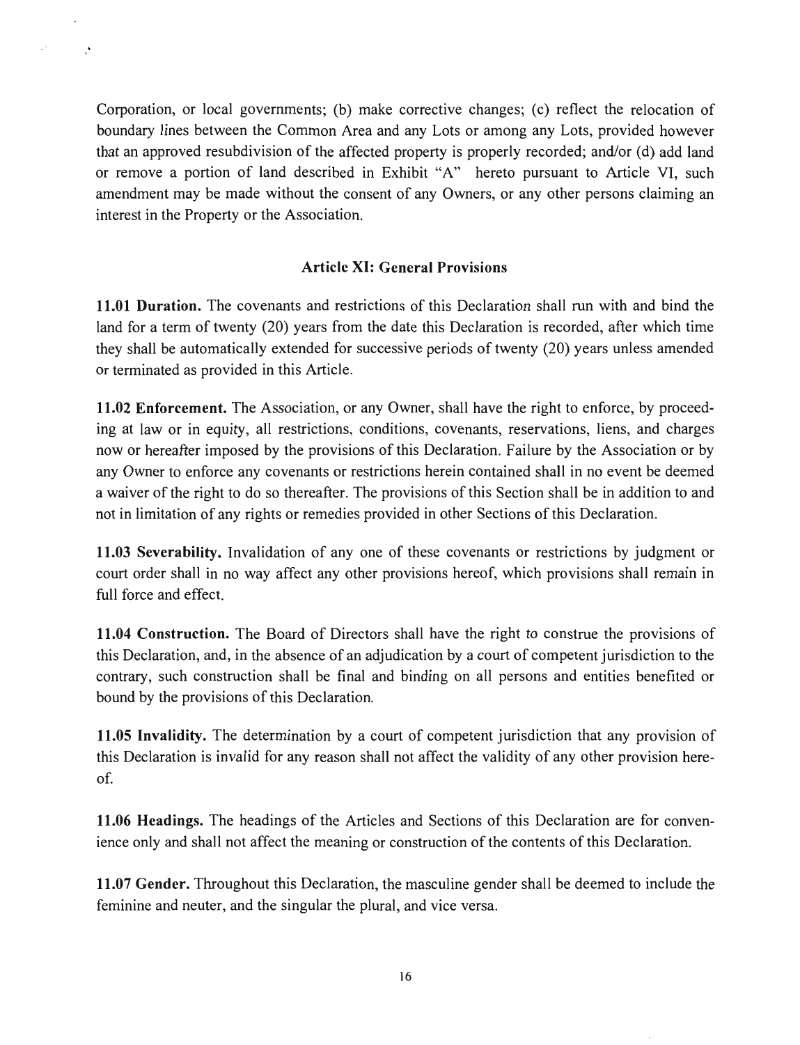Corporation, or local governments; (b) make corrective changes; (c) reflect the relocation of boundary lines between the Common Area and any Lots or among any Lots, provided however that an approved resubdivision of the affected property is properly recorded; and/or (d) add land or remove a portion of land described in Exhibit "A" hereto pursuant to Article VI, such amendment may be made without the consent of any Owners, or any other persons claiming an interest in the Property or the Association.

## Article XI: General Provisions

**11.01 Duration.** The covenants and restrictions of this Declaration shall run with and bind the land for a term of twenty (20) years from the date this Declaration is recorded, after which time they shall be automatically extended for successive periods of twenty (20) years unless amended or terminated as provided in this Article.

**11.02 Enforcement.** The Association, or any Owner, shall have the right to enforce, by proceeding at law or in equity, all restrictions, conditions, covenants, reservations, liens, and charges now or hereafter imposed by the provisions of this Declaration. Failure by the Association or by any Owner to enforce any covenants or restrictions herein contained shall in no event be deemed a waiver of the right to do so thereafter. The provisions of this Section shall be in addition to and not in limitation of any rights or remedies provided in other Sections of this Declaration.

**11.03 Severability.** Invalidation of any one of these covenants or restrictions by judgment or court order shall in no way affect any other provisions hereof, which provisions shall remain in full force and effect.

**11.04 Construction.** The Board of Directors shall have the right to construe the provisions of this Declaration, and, in the absence of an adjudication by a court of competent jurisdiction to the contrary, such construction shall be final and binding on all persons and entities benefited or bound by the provisions of this Declaration.

**11.05 Invalidity.** The determination by a court of competent jurisdiction that any provision of this Declaration is invalid for any reason shall not affect the validity of any other provision hereof.

**11.06 Headings.** The headings of the Articles and Sections of this Declaration are for convenience only and shall not affect the meaning or construction of the contents of this Declaration.

**11.07 Gender.** Throughout this Declaration, the masculine gender shall be deemed to include the feminine and neuter, and the singular the plural, and vice versa.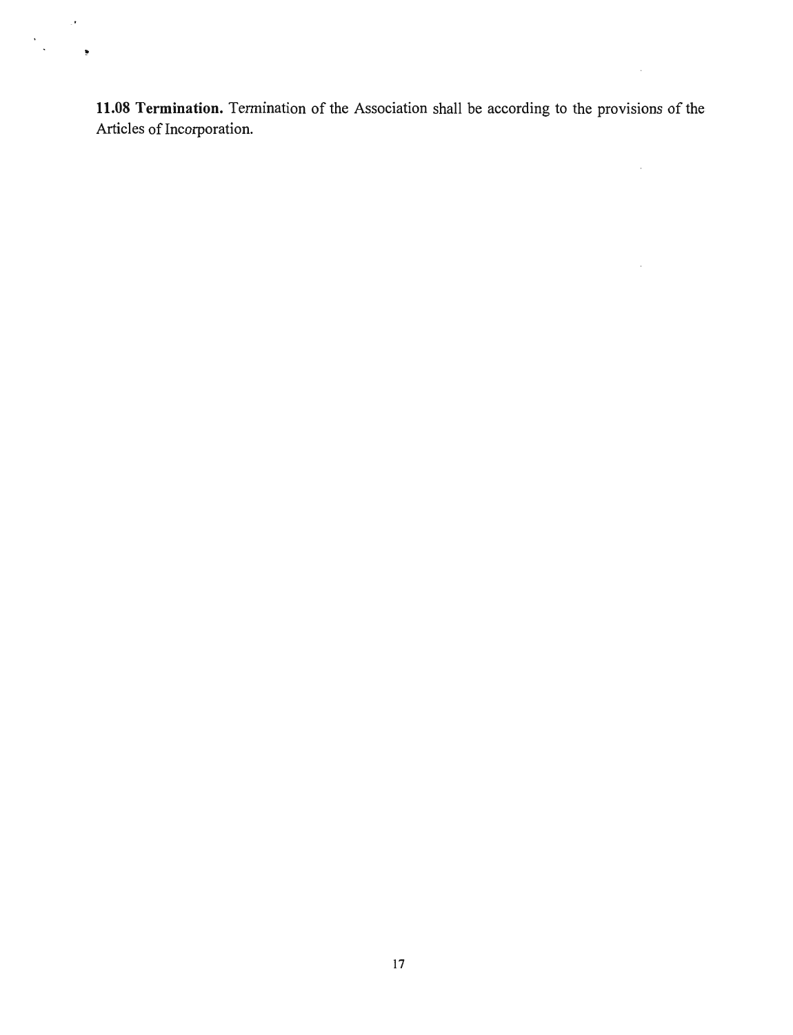**11.08 Termination.** Termination of the Association shall be according to the provisions of the Articles of Incorporation.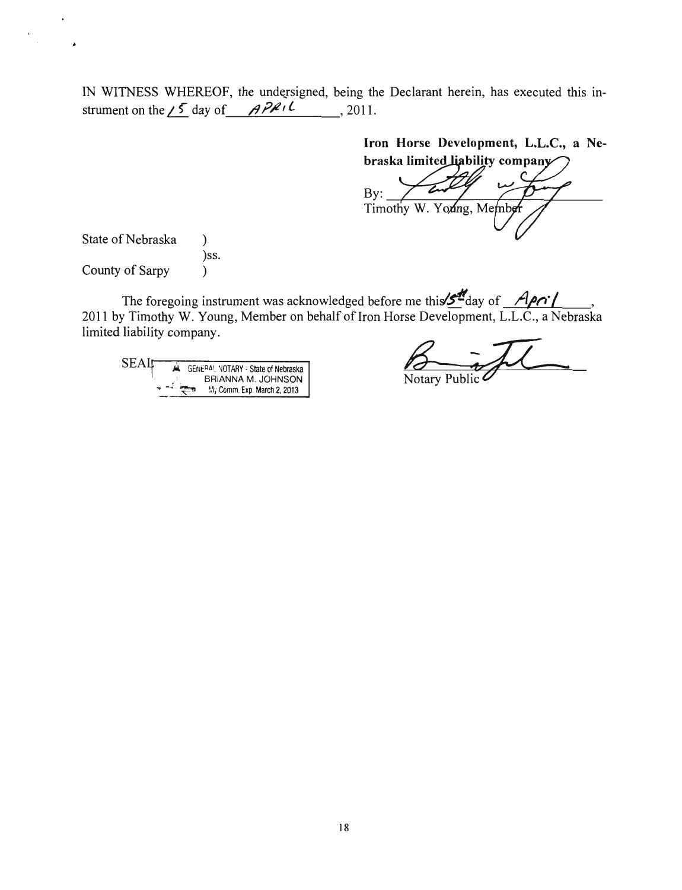IN WITNESS WHEREOF, the undersigned, being the Declarant herein, has executed this instrument on the 15 day of APRIL, 2011.

**Iron Horse Development, L.L.C., a Nebraska limited liability company**

By: ______________________________
Timothy W. Young, Member

State of Nebraska )
)ss.
County of Sarpy )

The foregoing instrument was acknowledged before me this 15th day of April, 2011 by Timothy W. Young, Member on behalf of Iron Horse Development, L.L.C., a Nebraska limited liability company.

SEAL GENERAL NOTARY - State of Nebraska
BRIANNA M. JOHNSON
My Comm. Exp. March 2, 2013

______________________________
Notary Public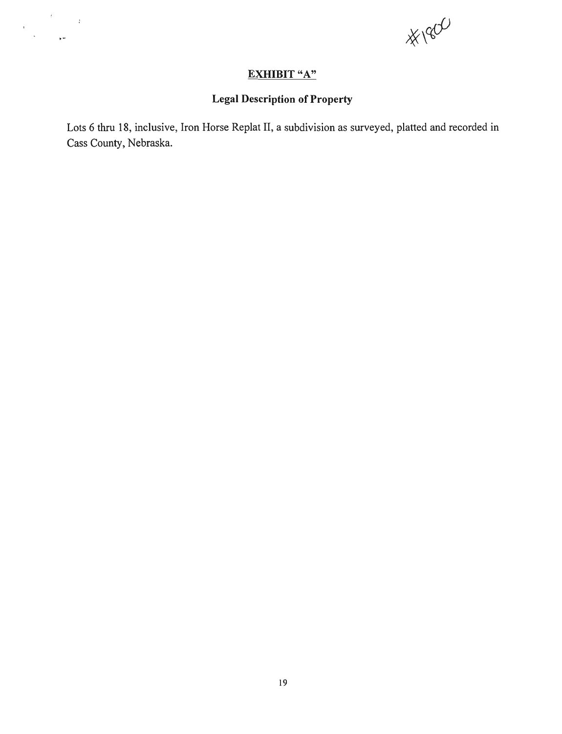#1800

## EXHIBIT "A"

### Legal Description of Property

Lots 6 thru 18, inclusive, Iron Horse Replat II, a subdivision as surveyed, platted and recorded in Cass County, Nebraska.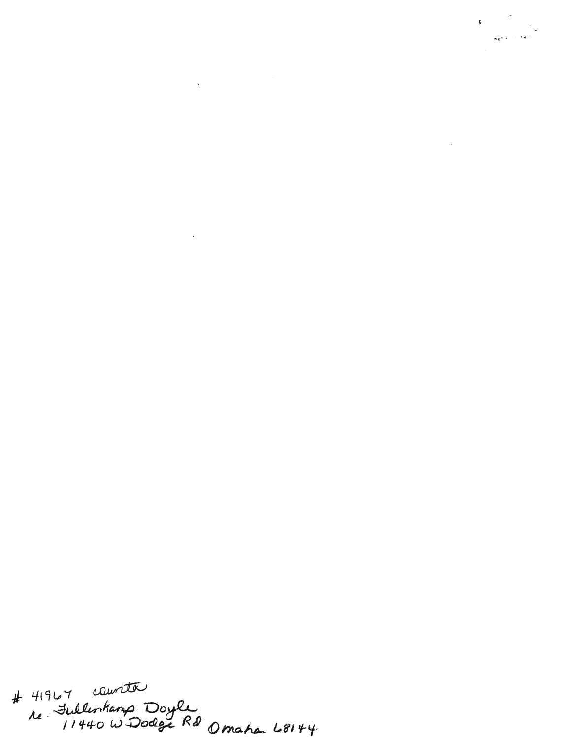# 41967 counter
re. Fullenkamp Doyle
11440 W Dodge Rd Omaha 68144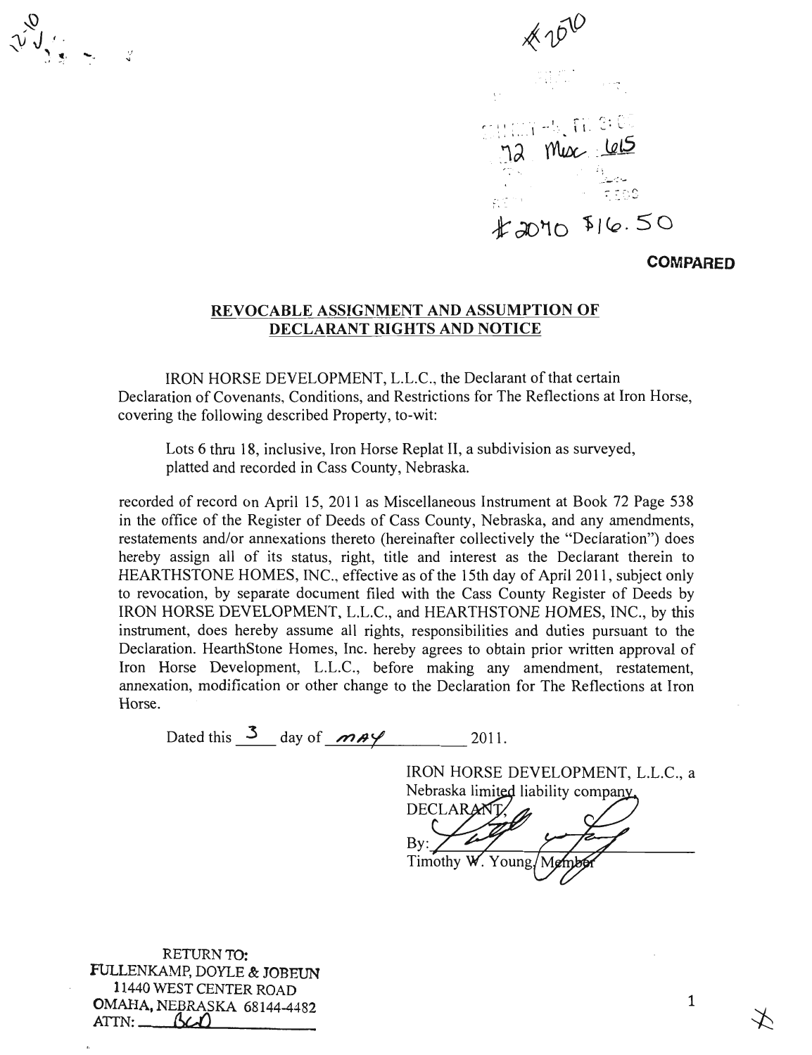#2070

72 Misc 615

#2070 $16.50

**COMPARED**

## REVOCABLE ASSIGNMENT AND ASSUMPTION OF DECLARANT RIGHTS AND NOTICE

IRON HORSE DEVELOPMENT, L.L.C., the Declarant of that certain Declaration of Covenants, Conditions, and Restrictions for The Reflections at Iron Horse, covering the following described Property, to-wit:

> Lots 6 thru 18, inclusive, Iron Horse Replat II, a subdivision as surveyed, platted and recorded in Cass County, Nebraska.

recorded of record on April 15, 2011 as Miscellaneous Instrument at Book 72 Page 538 in the office of the Register of Deeds of Cass County, Nebraska, and any amendments, restatements and/or annexations thereto (hereinafter collectively the "Declaration") does hereby assign all of its status, right, title and interest as the Declarant therein to HEARTHSTONE HOMES, INC., effective as of the 15th day of April 2011, subject only to revocation, by separate document filed with the Cass County Register of Deeds by IRON HORSE DEVELOPMENT, L.L.C., and HEARTHSTONE HOMES, INC., by this instrument, does hereby assume all rights, responsibilities and duties pursuant to the Declaration. HearthStone Homes, Inc. hereby agrees to obtain prior written approval of Iron Horse Development, L.L.C., before making any amendment, restatement, annexation, modification or other change to the Declaration for The Reflections at Iron Horse.

Dated this 3 day of May 2011.

IRON HORSE DEVELOPMENT, L.L.C., a Nebraska limited liability company, DECLARANT,

By: ________________________
Timothy W. Young, Member

RETURN TO:
FULLENKAMP, DOYLE & JOBEUN
11440 WEST CENTER ROAD
OMAHA, NEBRASKA 68144-4482
ATTN: BCD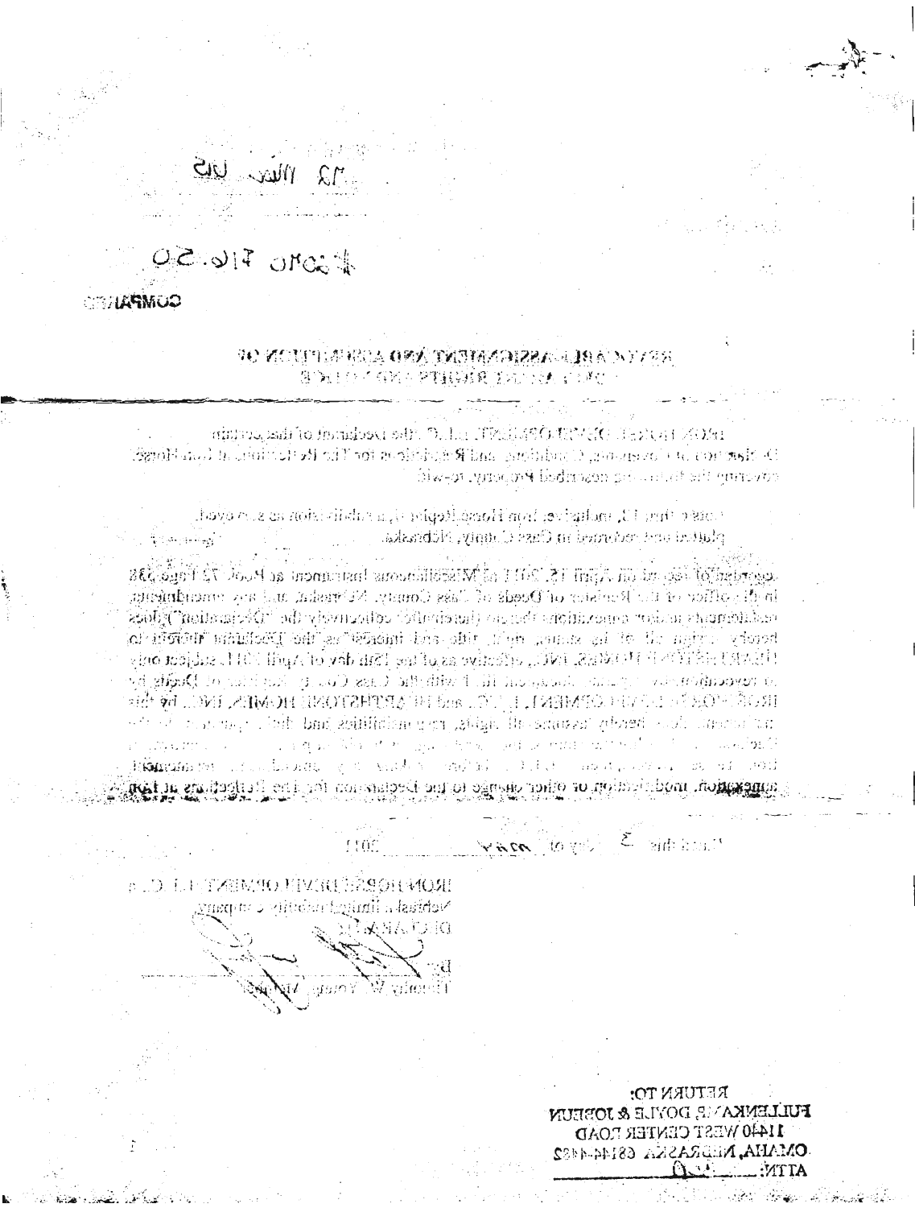12 Mar 05

#5010 716.50

COMPANY

# REVOCABLE ASSIGNMENT AND ASSUMPTION OF DECLARANT RIGHTS AND DUTIES

IRON HORSE DEVELOPMENT, L.L.C. (the Declarant of that certain Declaration of Covenants, Conditions and Restrictions for The Reflections at Iron Horse, covering the following described Property, to-wit:

Lots 1 thru 13, inclusive, Iron Horse Replat 4, a subdivision as surveyed, platted and recorded in Cass County, Nebraska.

recorded of record on April 15, 2011 as Miscellaneous Instrument at Book 72 Page 538 in the office of the Register of Deeds of Cass County, Nebraska and any amendments or addendums and/or annexations thereto (hereinafter collectively the "Declaration") does hereby assign all of its status, right, title and interest as the "Declarant" thereto to HEARTHSTONE HOMES, INC., effective as of the 15th day of April 2011, subject only to revocation by document filed with the Cass County Register of Deeds by IRON HORSE DEVELOPMENT, L.L.C. and HEARTHSTONE HOMES, INC. By this instrument, [illegible] hereby assumes all rights, responsibilities and duties [illegible] Declaration [illegible] amendment, annexation, modification or other change to the Declaration for The Reflections at Iron Horse.

Dated this 3 day of May, 2011.

IRON HORSE DEVELOPMENT, L.L.C., a
Nebraska limited liability company,
DECLARANT

By: ______________________
Timothy W. Young, Manager

RETURN TO:
FULLENKAMP, DOYLE & JOBEUN
11440 WEST CENTER ROAD
OMAHA, NEBRASKA 68144-4482
ATTN: ______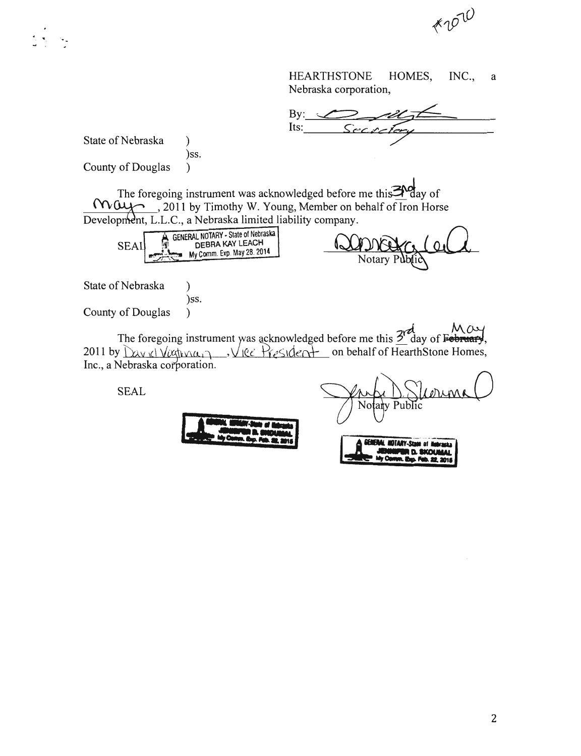#2070

HEARTHSTONE HOMES, INC., a Nebraska corporation,

By: _______________
Its: Secretary

State of Nebraska )
)ss.
County of Douglas )

The foregoing instrument was acknowledged before me this 3rd day of May, 2011 by Timothy W. Young, Member on behalf of Iron Horse Development, L.L.C., a Nebraska limited liability company.

SEAL GENERAL NOTARY - State of Nebraska DEBRA KAY LEACH My Comm. Exp. May 28, 2014

_______________
Notary Public

State of Nebraska )
)ss.
County of Douglas )

The foregoing instrument was acknowledged before me this 3rd day of ~~February~~ May, 2011 by David Vogtman, Vice President on behalf of HearthStone Homes, Inc., a Nebraska corporation.

SEAL

GENERAL NOTARY-State of Nebraska JENNIFER D. SKOUMAL My Comm. Exp. Feb. 22, 2015

_______________
Notary Public

GENERAL NOTARY-State of Nebraska JENNIFER D. SKOUMAL My Comm. Exp. Feb. 22, 2015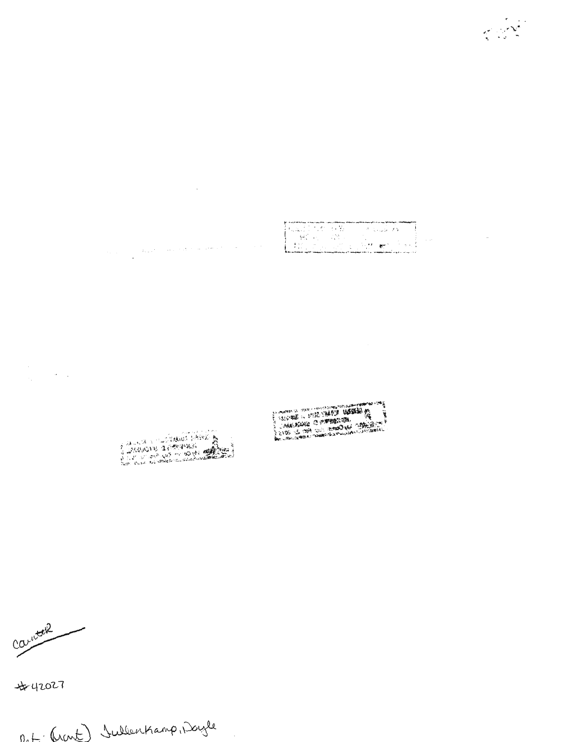Counter

#42027

Ret: (Grant) Fullenkamp, Doyle